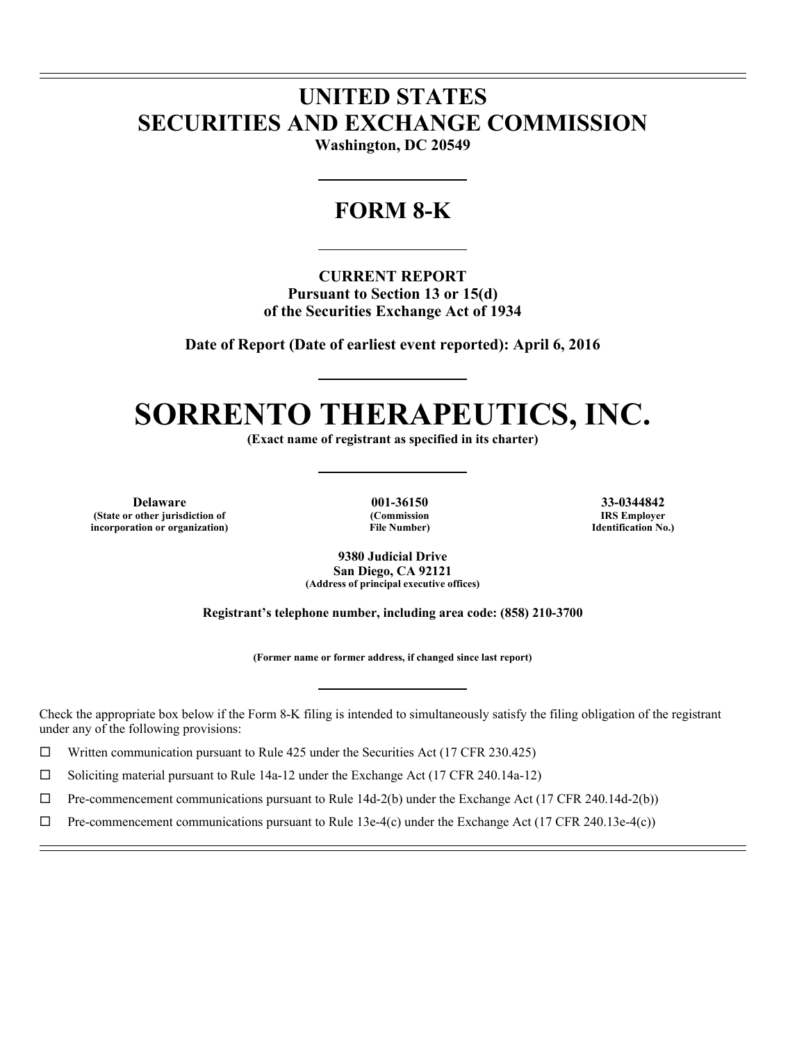# UNITED STATES
# SECURITIES AND EXCHANGE COMMISSION

**Washington, DC 20549**

## FORM 8-K

**CURRENT REPORT**
**Pursuant to Section 13 or 15(d)**
**of the Securities Exchange Act of 1934**

**Date of Report (Date of earliest event reported): April 6, 2016**

# SORRENTO THERAPEUTICS, INC.

**(Exact name of registrant as specified in its charter)**

| Delaware | 001-36150 | 33-0344842 |
|---|---|---|
| (State or other jurisdiction of incorporation or organization) | (Commission File Number) | IRS Employer Identification No.) |

**9380 Judicial Drive**
**San Diego, CA 92121**
**(Address of principal executive offices)**

**Registrant's telephone number, including area code: (858) 210-3700**

**(Former name or former address, if changed since last report)**

Check the appropriate box below if the Form 8-K filing is intended to simultaneously satisfy the filing obligation of the registrant under any of the following provisions:

☐ Written communication pursuant to Rule 425 under the Securities Act (17 CFR 230.425)

☐ Soliciting material pursuant to Rule 14a-12 under the Exchange Act (17 CFR 240.14a-12)

☐ Pre-commencement communications pursuant to Rule 14d-2(b) under the Exchange Act (17 CFR 240.14d-2(b))

☐ Pre-commencement communications pursuant to Rule 13e-4(c) under the Exchange Act (17 CFR 240.13e-4(c))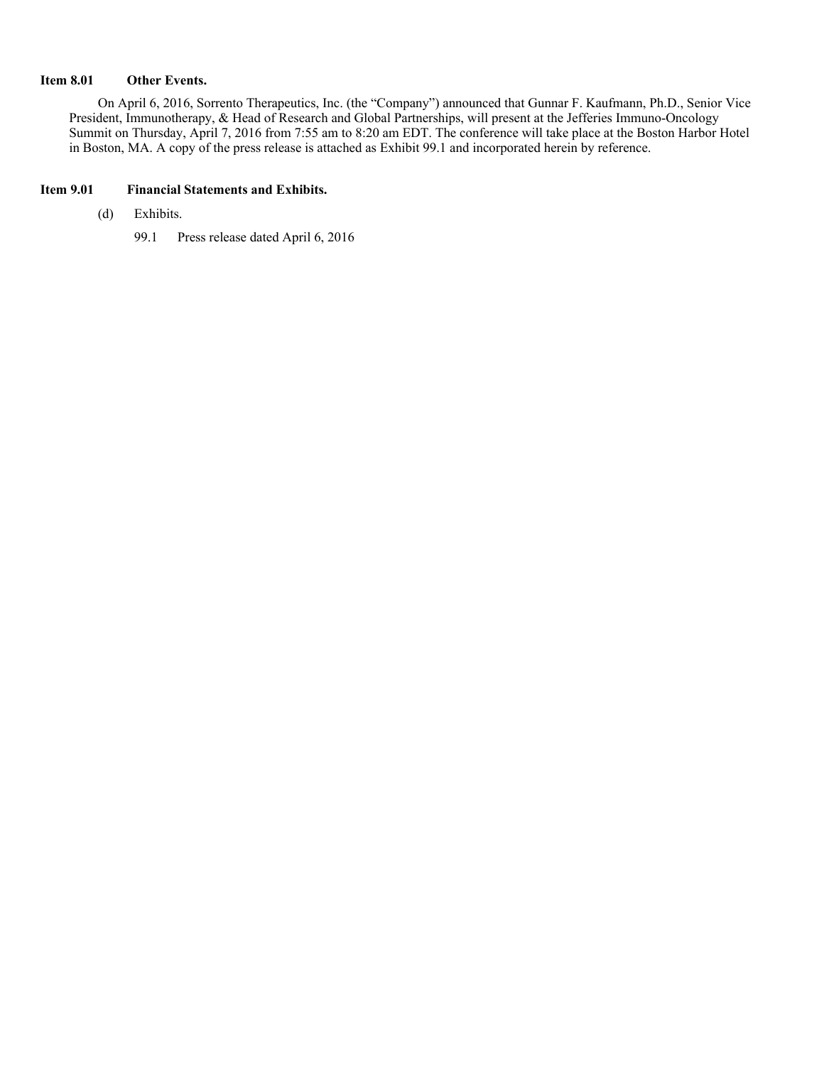**Item 8.01 Other Events.**

On April 6, 2016, Sorrento Therapeutics, Inc. (the "Company") announced that Gunnar F. Kaufmann, Ph.D., Senior Vice President, Immunotherapy, & Head of Research and Global Partnerships, will present at the Jefferies Immuno-Oncology Summit on Thursday, April 7, 2016 from 7:55 am to 8:20 am EDT. The conference will take place at the Boston Harbor Hotel in Boston, MA. A copy of the press release is attached as Exhibit 99.1 and incorporated herein by reference.

**Item 9.01 Financial Statements and Exhibits.**

(d) Exhibits.

99.1 Press release dated April 6, 2016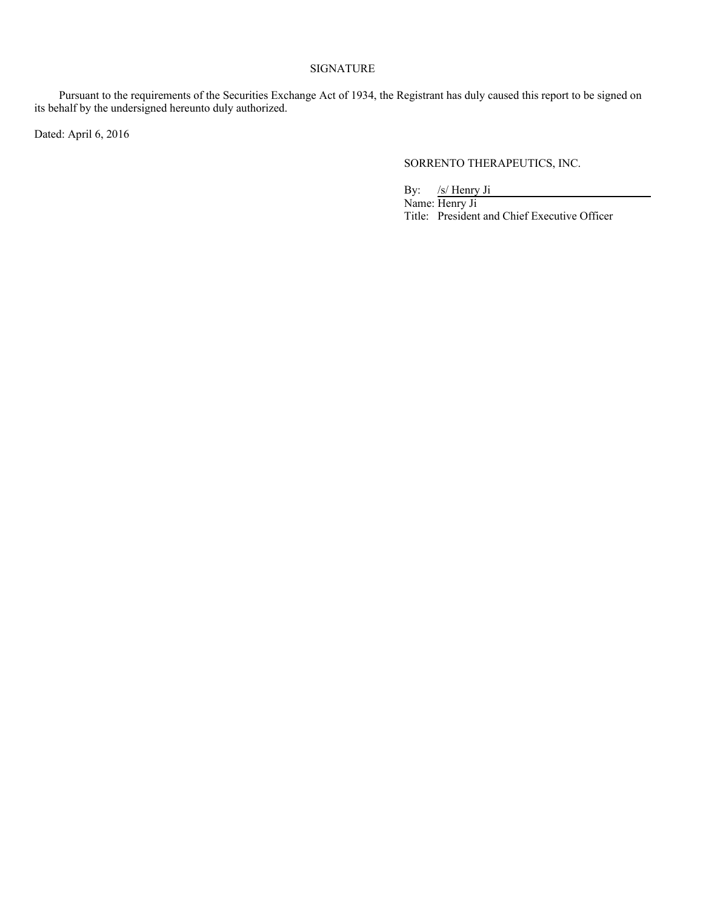# SIGNATURE

Pursuant to the requirements of the Securities Exchange Act of 1934, the Registrant has duly caused this report to be signed on its behalf by the undersigned hereunto duly authorized.

Dated: April 6, 2016

SORRENTO THERAPEUTICS, INC.

By: /s/ Henry Ji
Name: Henry Ji
Title: President and Chief Executive Officer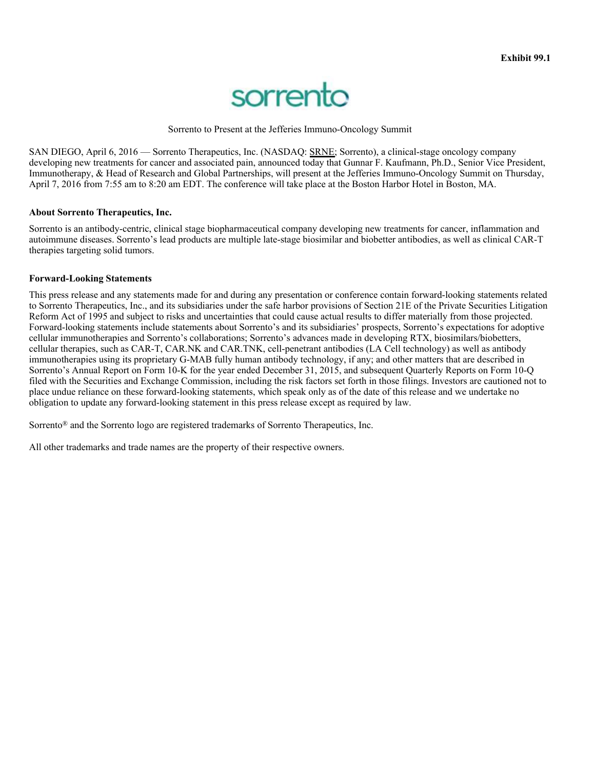**Exhibit 99.1**

sorrento

Sorrento to Present at the Jefferies Immuno-Oncology Summit

SAN DIEGO, April 6, 2016 — Sorrento Therapeutics, Inc. (NASDAQ: SRNE; Sorrento), a clinical-stage oncology company developing new treatments for cancer and associated pain, announced today that Gunnar F. Kaufmann, Ph.D., Senior Vice President, Immunotherapy, & Head of Research and Global Partnerships, will present at the Jefferies Immuno-Oncology Summit on Thursday, April 7, 2016 from 7:55 am to 8:20 am EDT. The conference will take place at the Boston Harbor Hotel in Boston, MA.

**About Sorrento Therapeutics, Inc.**

Sorrento is an antibody-centric, clinical stage biopharmaceutical company developing new treatments for cancer, inflammation and autoimmune diseases. Sorrento's lead products are multiple late-stage biosimilar and biobetter antibodies, as well as clinical CAR-T therapies targeting solid tumors.

**Forward-Looking Statements**

This press release and any statements made for and during any presentation or conference contain forward-looking statements related to Sorrento Therapeutics, Inc., and its subsidiaries under the safe harbor provisions of Section 21E of the Private Securities Litigation Reform Act of 1995 and subject to risks and uncertainties that could cause actual results to differ materially from those projected. Forward-looking statements include statements about Sorrento's and its subsidiaries' prospects, Sorrento's expectations for adoptive cellular immunotherapies and Sorrento's collaborations; Sorrento's advances made in developing RTX, biosimilars/biobetters, cellular therapies, such as CAR-T, CAR.NK and CAR.TNK, cell-penetrant antibodies (LA Cell technology) as well as antibody immunotherapies using its proprietary G-MAB fully human antibody technology, if any; and other matters that are described in Sorrento's Annual Report on Form 10-K for the year ended December 31, 2015, and subsequent Quarterly Reports on Form 10-Q filed with the Securities and Exchange Commission, including the risk factors set forth in those filings. Investors are cautioned not to place undue reliance on these forward-looking statements, which speak only as of the date of this release and we undertake no obligation to update any forward-looking statement in this press release except as required by law.

Sorrento® and the Sorrento logo are registered trademarks of Sorrento Therapeutics, Inc.

All other trademarks and trade names are the property of their respective owners.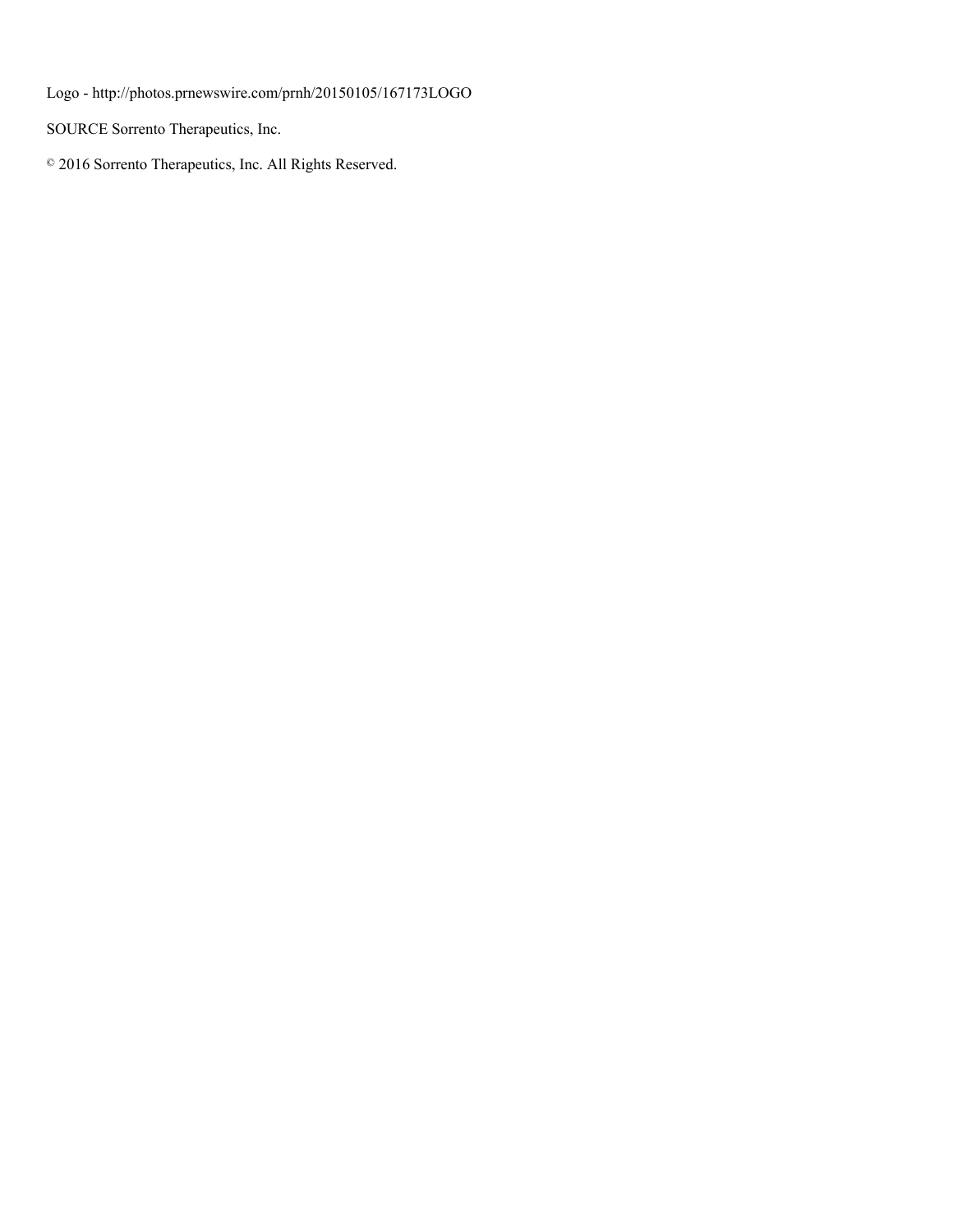Logo - http://photos.prnewswire.com/prnh/20150105/167173LOGO

SOURCE Sorrento Therapeutics, Inc.

© 2016 Sorrento Therapeutics, Inc. All Rights Reserved.